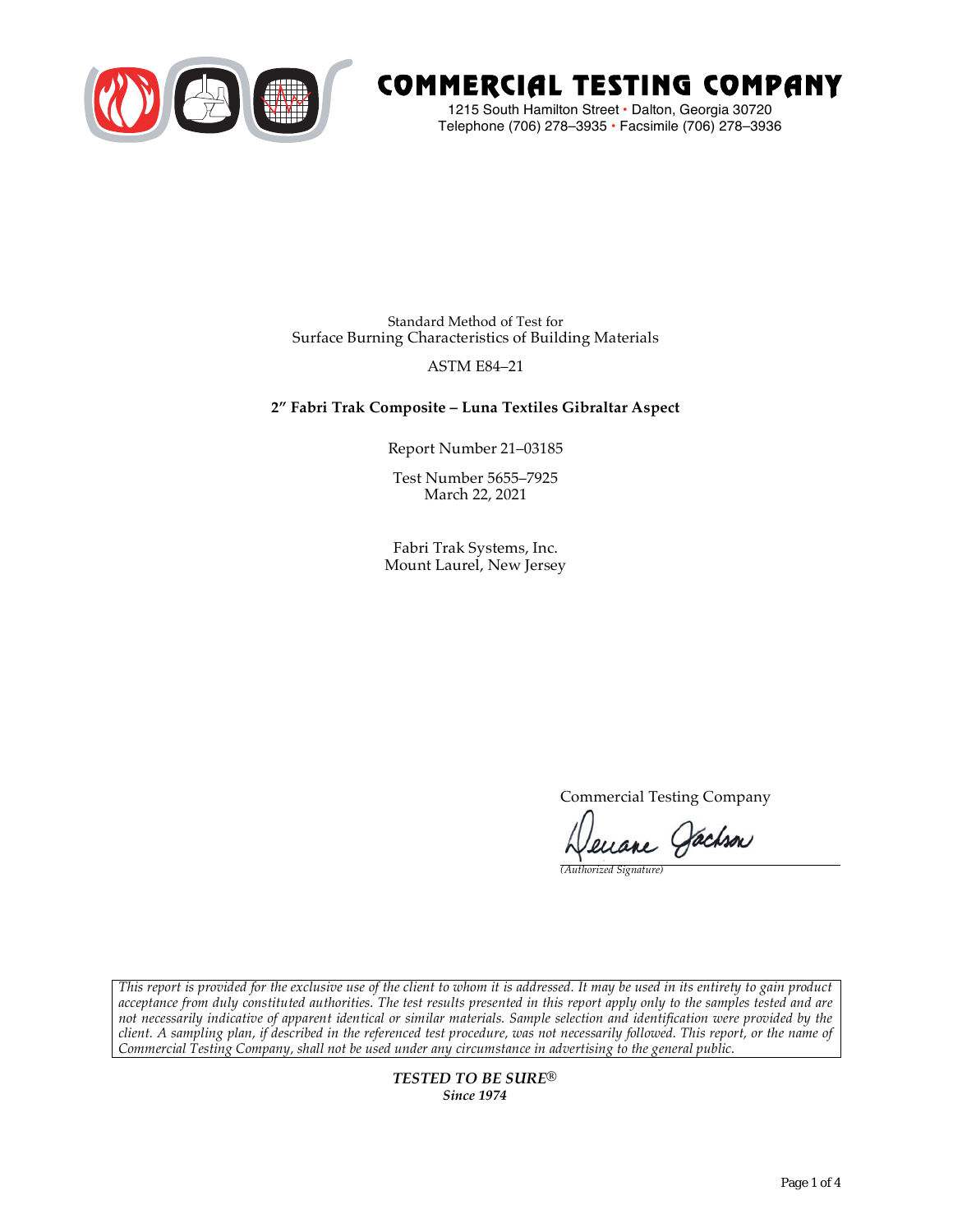# COMMERCIAL TESTING COMPANY

1215 South Hamilton Street • Dalton, Georgia 30720
Telephone (706) 278–3935 • Facsimile (706) 278–3936

Standard Method of Test for
Surface Burning Characteristics of Building Materials

ASTM E84–21

**2″ Fabri Trak Composite – Luna Textiles Gibraltar Aspect**

Report Number 21–03185

Test Number 5655–7925
March 22, 2021

Fabri Trak Systems, Inc.
Mount Laurel, New Jersey

Commercial Testing Company

*(Authorized Signature)*

*This report is provided for the exclusive use of the client to whom it is addressed. It may be used in its entirety to gain product acceptance from duly constituted authorities. The test results presented in this report apply only to the samples tested and are not necessarily indicative of apparent identical or similar materials. Sample selection and identification were provided by the client. A sampling plan, if described in the referenced test procedure, was not necessarily followed. This report, or the name of Commercial Testing Company, shall not be used under any circumstance in advertising to the general public.*

***TESTED TO BE SURE®***
***Since 1974***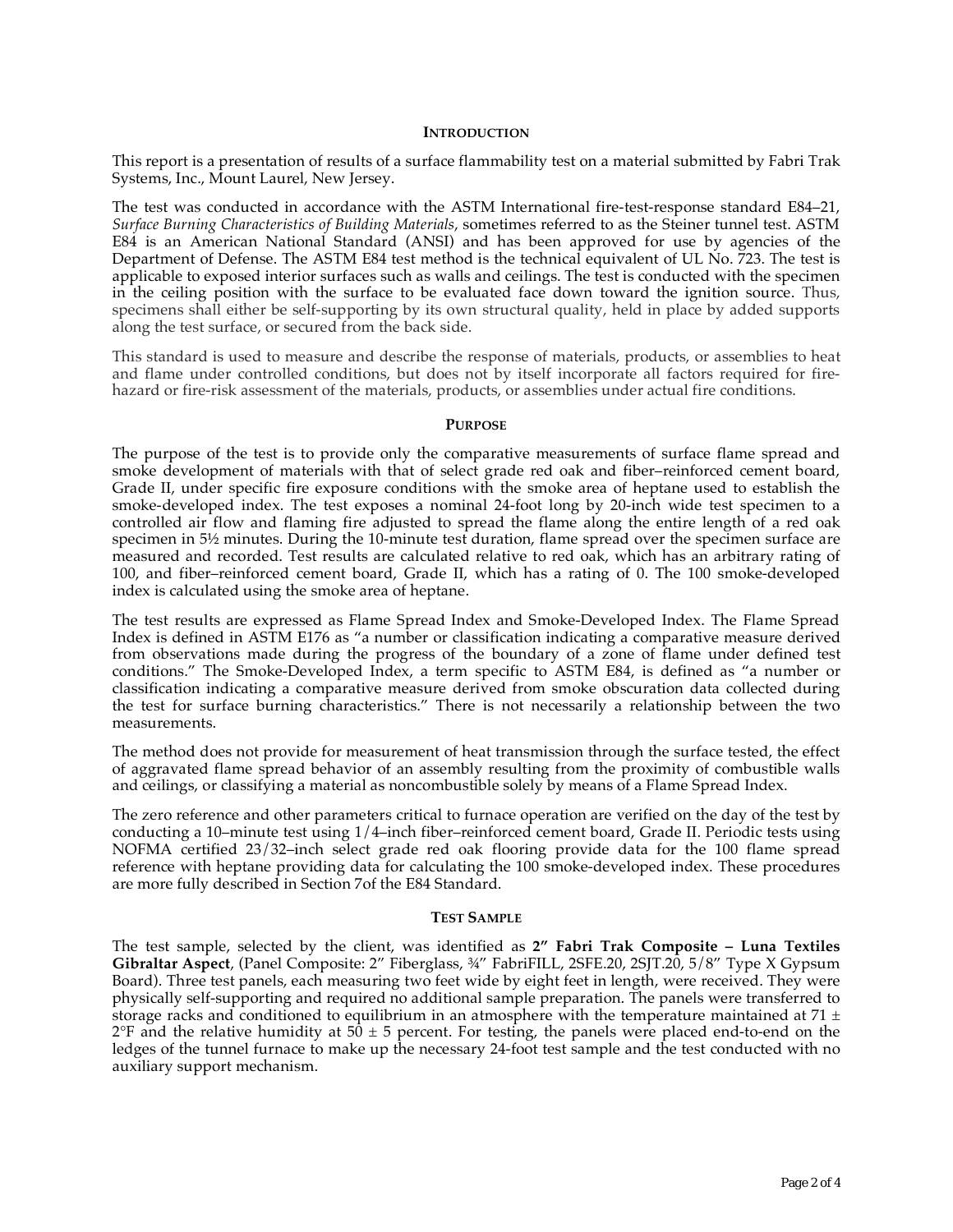## Introduction

This report is a presentation of results of a surface flammability test on a material submitted by Fabri Trak Systems, Inc., Mount Laurel, New Jersey.

The test was conducted in accordance with the ASTM International fire-test-response standard E84–21, *Surface Burning Characteristics of Building Materials*, sometimes referred to as the Steiner tunnel test. ASTM E84 is an American National Standard (ANSI) and has been approved for use by agencies of the Department of Defense. The ASTM E84 test method is the technical equivalent of UL No. 723. The test is applicable to exposed interior surfaces such as walls and ceilings. The test is conducted with the specimen in the ceiling position with the surface to be evaluated face down toward the ignition source. Thus, specimens shall either be self-supporting by its own structural quality, held in place by added supports along the test surface, or secured from the back side.

This standard is used to measure and describe the response of materials, products, or assemblies to heat and flame under controlled conditions, but does not by itself incorporate all factors required for fire-hazard or fire-risk assessment of the materials, products, or assemblies under actual fire conditions.

## Purpose

The purpose of the test is to provide only the comparative measurements of surface flame spread and smoke development of materials with that of select grade red oak and fiber–reinforced cement board, Grade II, under specific fire exposure conditions with the smoke area of heptane used to establish the smoke-developed index. The test exposes a nominal 24-foot long by 20-inch wide test specimen to a controlled air flow and flaming fire adjusted to spread the flame along the entire length of a red oak specimen in 5½ minutes. During the 10-minute test duration, flame spread over the specimen surface are measured and recorded. Test results are calculated relative to red oak, which has an arbitrary rating of 100, and fiber–reinforced cement board, Grade II, which has a rating of 0. The 100 smoke-developed index is calculated using the smoke area of heptane.

The test results are expressed as Flame Spread Index and Smoke-Developed Index. The Flame Spread Index is defined in ASTM E176 as "a number or classification indicating a comparative measure derived from observations made during the progress of the boundary of a zone of flame under defined test conditions." The Smoke-Developed Index, a term specific to ASTM E84, is defined as "a number or classification indicating a comparative measure derived from smoke obscuration data collected during the test for surface burning characteristics." There is not necessarily a relationship between the two measurements.

The method does not provide for measurement of heat transmission through the surface tested, the effect of aggravated flame spread behavior of an assembly resulting from the proximity of combustible walls and ceilings, or classifying a material as noncombustible solely by means of a Flame Spread Index.

The zero reference and other parameters critical to furnace operation are verified on the day of the test by conducting a 10–minute test using 1/4–inch fiber–reinforced cement board, Grade II. Periodic tests using NOFMA certified 23/32–inch select grade red oak flooring provide data for the 100 flame spread reference with heptane providing data for calculating the 100 smoke-developed index. These procedures are more fully described in Section 7of the E84 Standard.

## Test Sample

The test sample, selected by the client, was identified as **2" Fabri Trak Composite – Luna Textiles Gibraltar Aspect**, (Panel Composite: 2" Fiberglass, ¾" FabriFILL, 2SFE.20, 2SJT.20, 5/8" Type X Gypsum Board). Three test panels, each measuring two feet wide by eight feet in length, were received. They were physically self-supporting and required no additional sample preparation. The panels were transferred to storage racks and conditioned to equilibrium in an atmosphere with the temperature maintained at 71 ± 2°F and the relative humidity at 50 ± 5 percent. For testing, the panels were placed end-to-end on the ledges of the tunnel furnace to make up the necessary 24-foot test sample and the test conducted with no auxiliary support mechanism.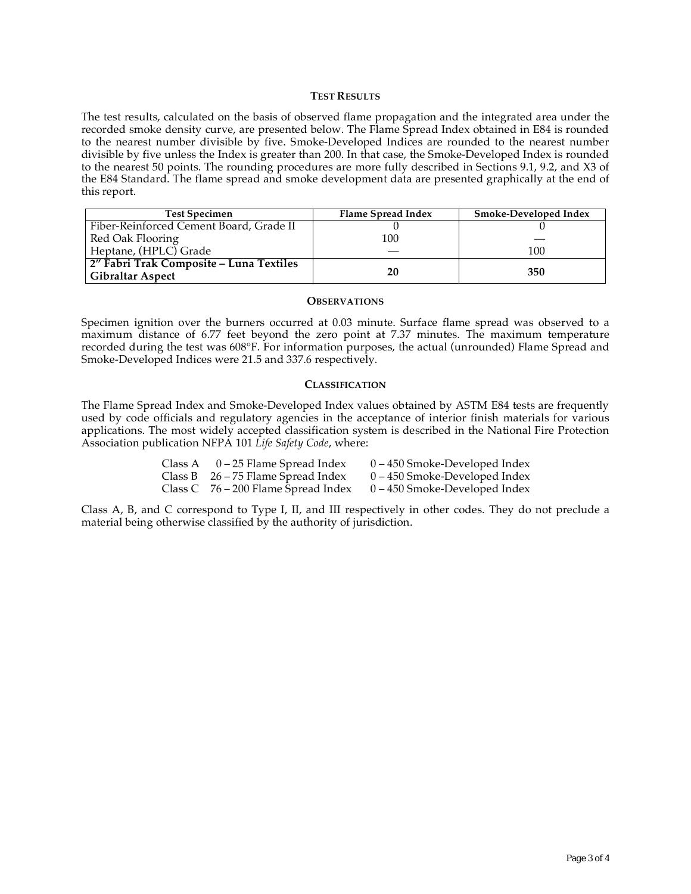## TEST RESULTS

The test results, calculated on the basis of observed flame propagation and the integrated area under the recorded smoke density curve, are presented below. The Flame Spread Index obtained in E84 is rounded to the nearest number divisible by five. Smoke-Developed Indices are rounded to the nearest number divisible by five unless the Index is greater than 200. In that case, the Smoke-Developed Index is rounded to the nearest 50 points. The rounding procedures are more fully described in Sections 9.1, 9.2, and X3 of the E84 Standard. The flame spread and smoke development data are presented graphically at the end of this report.

| Test Specimen | Flame Spread Index | Smoke-Developed Index |
|---|---|---|
| Fiber-Reinforced Cement Board, Grade II | 0 | 0 |
| Red Oak Flooring | 100 | — |
| Heptane, (HPLC) Grade | — | 100 |
| **2″ Fabri Trak Composite – Luna Textiles Gibraltar Aspect** | **20** | **350** |

## OBSERVATIONS

Specimen ignition over the burners occurred at 0.03 minute. Surface flame spread was observed to a maximum distance of 6.77 feet beyond the zero point at 7.37 minutes. The maximum temperature recorded during the test was 608°F. For information purposes, the actual (unrounded) Flame Spread and Smoke-Developed Indices were 21.5 and 337.6 respectively.

## CLASSIFICATION

The Flame Spread Index and Smoke-Developed Index values obtained by ASTM E84 tests are frequently used by code officials and regulatory agencies in the acceptance of interior finish materials for various applications. The most widely accepted classification system is described in the National Fire Protection Association publication NFPA 101 *Life Safety Code*, where:

| | | |
|---|---|---|
| Class A | 0 – 25 Flame Spread Index | 0 – 450 Smoke-Developed Index |
| Class B | 26 – 75 Flame Spread Index | 0 – 450 Smoke-Developed Index |
| Class C | 76 – 200 Flame Spread Index | 0 – 450 Smoke-Developed Index |

Class A, B, and C correspond to Type I, II, and III respectively in other codes. They do not preclude a material being otherwise classified by the authority of jurisdiction.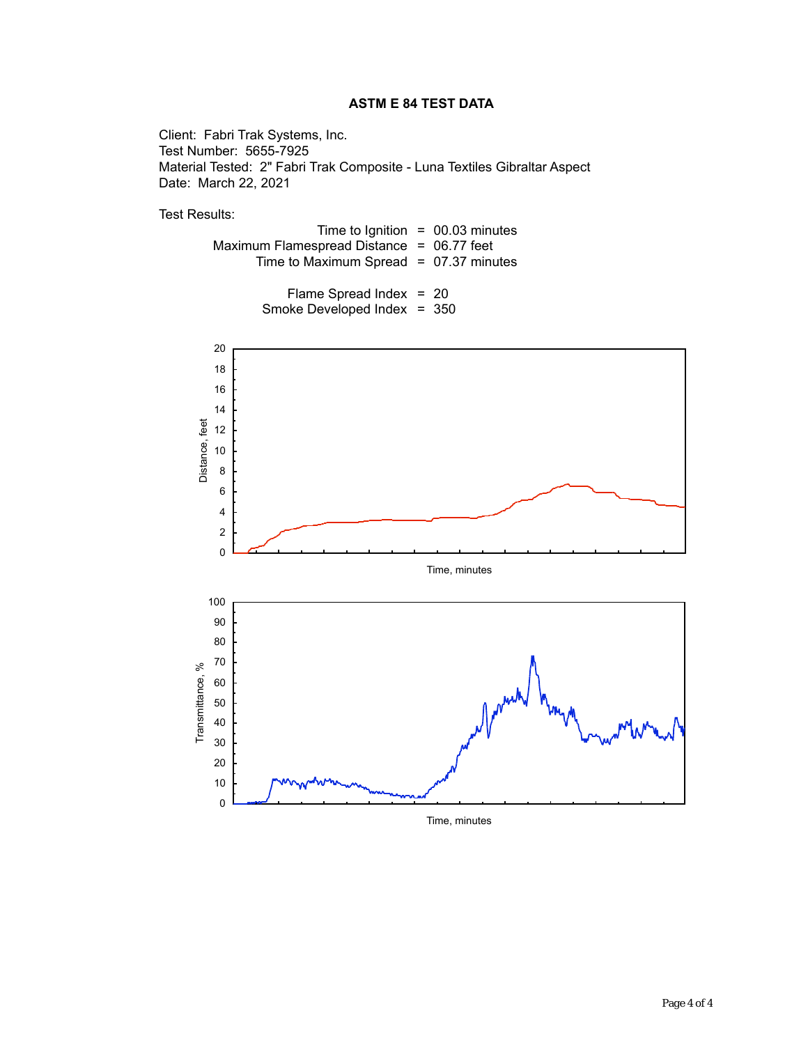# ASTM E 84 TEST DATA

Client: Fabri Trak Systems, Inc.
Test Number: 5655-7925
Material Tested: 2" Fabri Trak Composite - Luna Textiles Gibraltar Aspect
Date: March 22, 2021

Test Results:

Time to Ignition = 00.03 minutes
Maximum Flamespread Distance = 06.77 feet
Time to Maximum Spread = 07.37 minutes

Flame Spread Index = 20
Smoke Developed Index = 350

Distance, feet

0
2
4
6
8
10
12
14
16
18
20

Time, minutes

Transmittance, %

0
10
20
30
40
50
60
70
80
90
100

Time, minutes